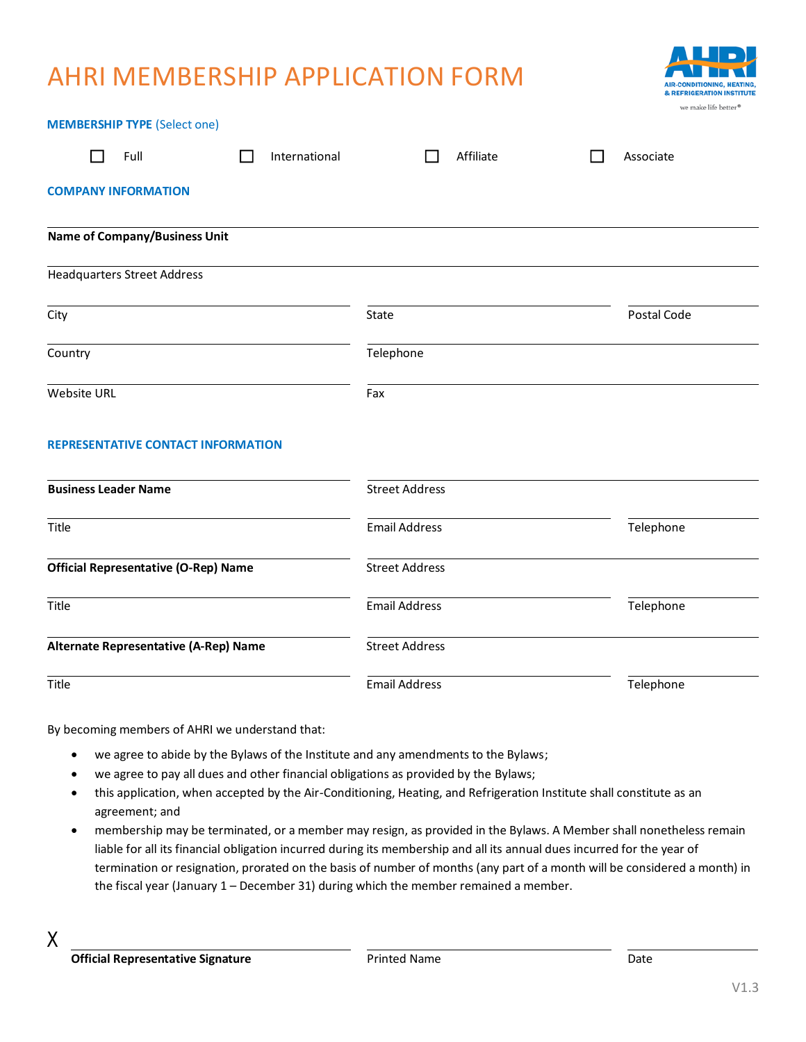# AHRI MEMBERSHIP APPLICATION FORM

**MEMBERSHIP TYPE** (Select one)

☐ Full ☐ International ☐ Affiliate ☐ Associate

**COMPANY INFORMATION**

**Name of Company/Business Unit**

Headquarters Street Address

City | State | Postal Code

Country | Telephone

Website URL | Fax

**REPRESENTATIVE CONTACT INFORMATION**

**Business Leader Name** | Street Address

Title | Email Address | Telephone

**Official Representative (O-Rep) Name** | Street Address

Title | Email Address | Telephone

**Alternate Representative (A-Rep) Name** | Street Address

Title | Email Address | Telephone

By becoming members of AHRI we understand that:

- we agree to abide by the Bylaws of the Institute and any amendments to the Bylaws;
- we agree to pay all dues and other financial obligations as provided by the Bylaws;
- this application, when accepted by the Air-Conditioning, Heating, and Refrigeration Institute shall constitute as an agreement; and
- membership may be terminated, or a member may resign, as provided in the Bylaws. A Member shall nonetheless remain liable for all its financial obligation incurred during its membership and all its annual dues incurred for the year of termination or resignation, prorated on the basis of number of months (any part of a month will be considered a month) in the fiscal year (January 1 – December 31) during which the member remained a member.

X

**Official Representative Signature** | Printed Name | Date

V1.3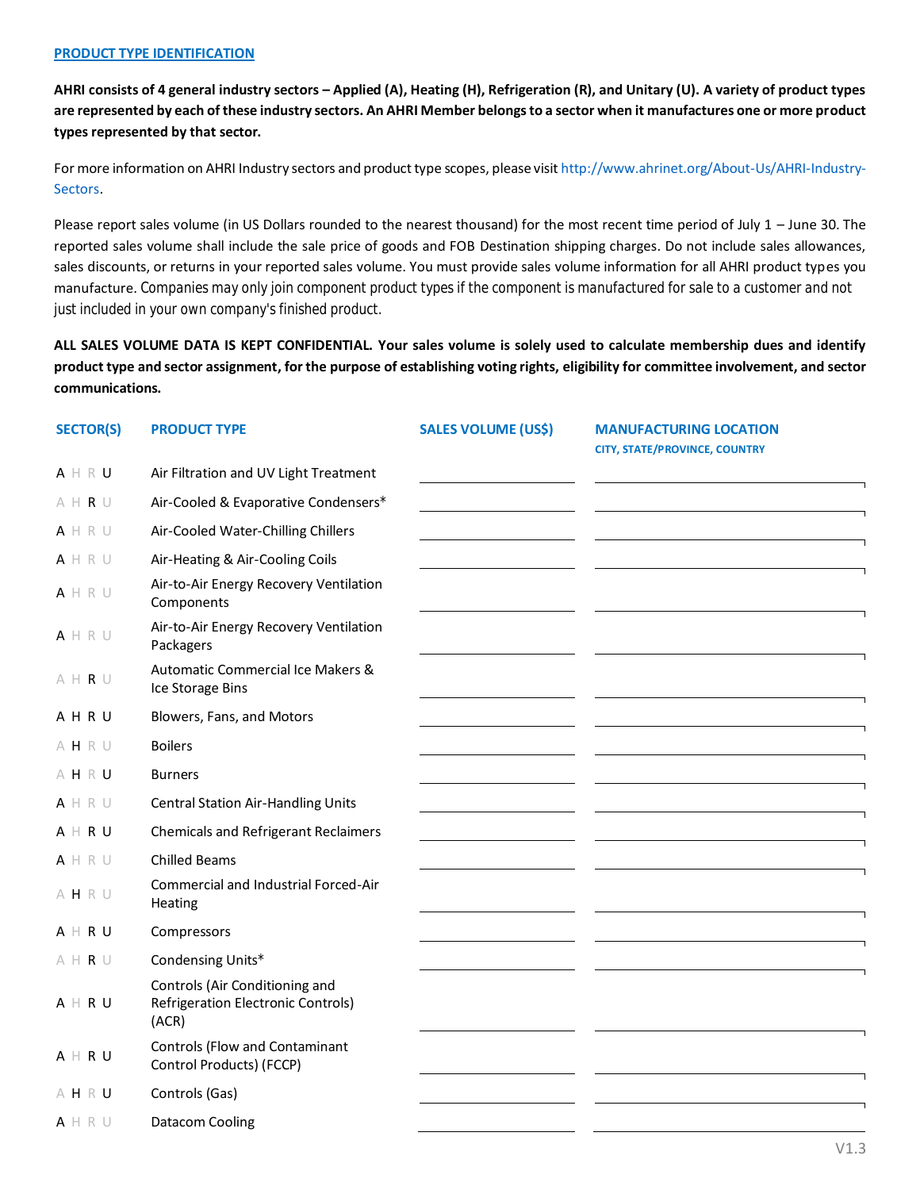## PRODUCT TYPE IDENTIFICATION

**AHRI consists of 4 general industry sectors – Applied (A), Heating (H), Refrigeration (R), and Unitary (U). A variety of product types are represented by each of these industry sectors. An AHRI Member belongs to a sector when it manufactures one or more product types represented by that sector.**

For more information on AHRI Industry sectors and product type scopes, please visit http://www.ahrinet.org/About-Us/AHRI-Industry-Sectors.

Please report sales volume (in US Dollars rounded to the nearest thousand) for the most recent time period of July 1 – June 30. The reported sales volume shall include the sale price of goods and FOB Destination shipping charges. Do not include sales allowances, sales discounts, or returns in your reported sales volume. You must provide sales volume information for all AHRI product types you manufacture. Companies may only join component product types if the component is manufactured for sale to a customer and not just included in your own company's finished product.

**ALL SALES VOLUME DATA IS KEPT CONFIDENTIAL. Your sales volume is solely used to calculate membership dues and identify product type and sector assignment, for the purpose of establishing voting rights, eligibility for committee involvement, and sector communications.**

| SECTOR(S) | PRODUCT TYPE | SALES VOLUME (US$) | MANUFACTURING LOCATION<br>CITY, STATE/PROVINCE, COUNTRY |
|---|---|---|---|
| A U | Air Filtration and UV Light Treatment | | |
| R | Air-Cooled & Evaporative Condensers* | | |
| A | Air-Cooled Water-Chilling Chillers | | |
| A | Air-Heating & Air-Cooling Coils | | |
| A | Air-to-Air Energy Recovery Ventilation Components | | |
| A | Air-to-Air Energy Recovery Ventilation Packagers | | |
| R | Automatic Commercial Ice Makers & Ice Storage Bins | | |
| A H R U | Blowers, Fans, and Motors | | |
| H | Boilers | | |
| H U | Burners | | |
| A | Central Station Air-Handling Units | | |
| A R U | Chemicals and Refrigerant Reclaimers | | |
| A | Chilled Beams | | |
| H | Commercial and Industrial Forced-Air Heating | | |
| A R U | Compressors | | |
| R | Condensing Units* | | |
| A R U | Controls (Air Conditioning and Refrigeration Electronic Controls) (ACR) | | |
| A R U | Controls (Flow and Contaminant Control Products) (FCCP) | | |
| H U | Controls (Gas) | | |
| A | Datacom Cooling | | |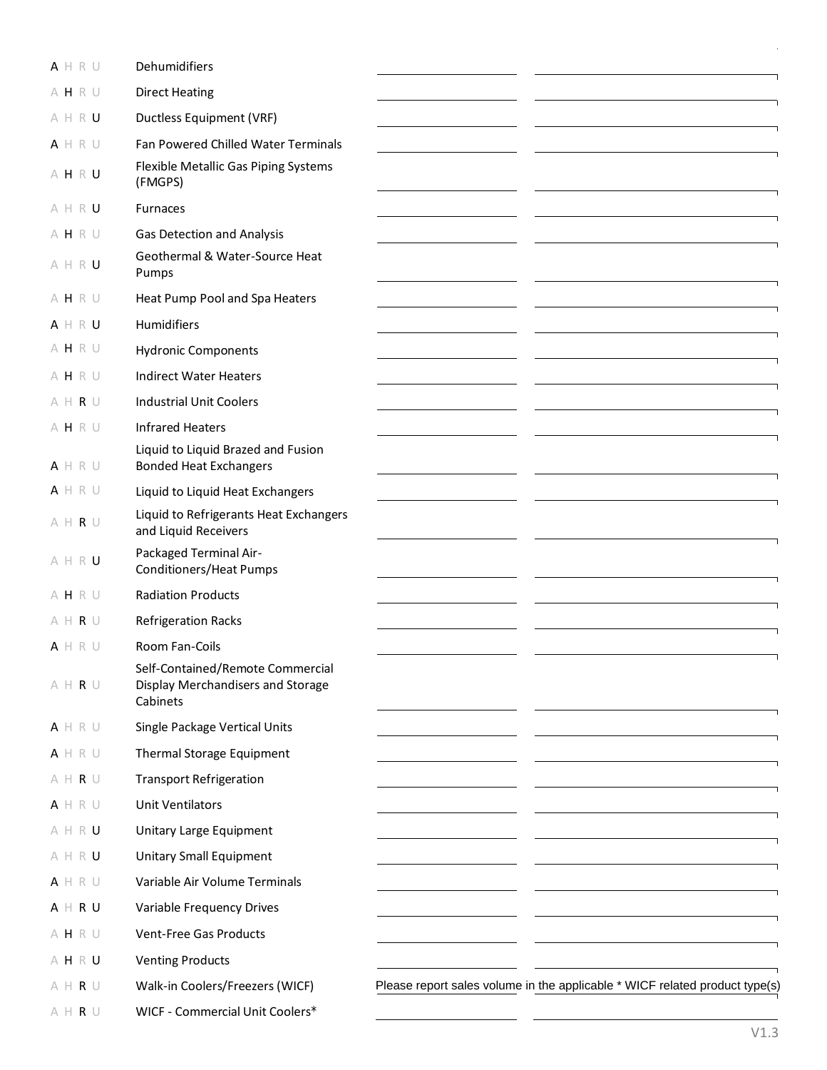| Category | Product Type | | |
|---|---|---|---|
| A H R U (A) | Dehumidifiers | | |
| A H R U (H) | Direct Heating | | |
| A H R U (U) | Ductless Equipment (VRF) | | |
| A H R U (A) | Fan Powered Chilled Water Terminals | | |
| A H R U (H, U) | Flexible Metallic Gas Piping Systems (FMGPS) | | |
| A H R U (U) | Furnaces | | |
| A H R U (H) | Gas Detection and Analysis | | |
| A H R U (U) | Geothermal & Water-Source Heat Pumps | | |
| A H R U (H) | Heat Pump Pool and Spa Heaters | | |
| A H R U (A, U) | Humidifiers | | |
| A H R U (H) | Hydronic Components | | |
| A H R U (H) | Indirect Water Heaters | | |
| A H R U (R) | Industrial Unit Coolers | | |
| A H R U (H) | Infrared Heaters | | |
| A H R U (A) | Liquid to Liquid Brazed and Fusion Bonded Heat Exchangers | | |
| A H R U (A) | Liquid to Liquid Heat Exchangers | | |
| A H R U (R) | Liquid to Refrigerants Heat Exchangers and Liquid Receivers | | |
| A H R U (U) | Packaged Terminal Air-Conditioners/Heat Pumps | | |
| A H R U (H) | Radiation Products | | |
| A H R U (R) | Refrigeration Racks | | |
| A H R U (A) | Room Fan-Coils | | |
| A H R U (R) | Self-Contained/Remote Commercial Display Merchandisers and Storage Cabinets | | |
| A H R U (A) | Single Package Vertical Units | | |
| A H R U (A) | Thermal Storage Equipment | | |
| A H R U (R) | Transport Refrigeration | | |
| A H R U (A) | Unit Ventilators | | |
| A H R U (U) | Unitary Large Equipment | | |
| A H R U (U) | Unitary Small Equipment | | |
| A H R U (A) | Variable Air Volume Terminals | | |
| A H R U (A, R, U) | Variable Frequency Drives | | |
| A H R U (H) | Vent-Free Gas Products | | |
| A H R U (H, U) | Venting Products | | |
| A H R U (R) | Walk-in Coolers/Freezers (WICF) | Please report sales volume in the applicable * WICF related product type(s) | |
| A H R U (R) | WICF - Commercial Unit Coolers* | | |

V1.3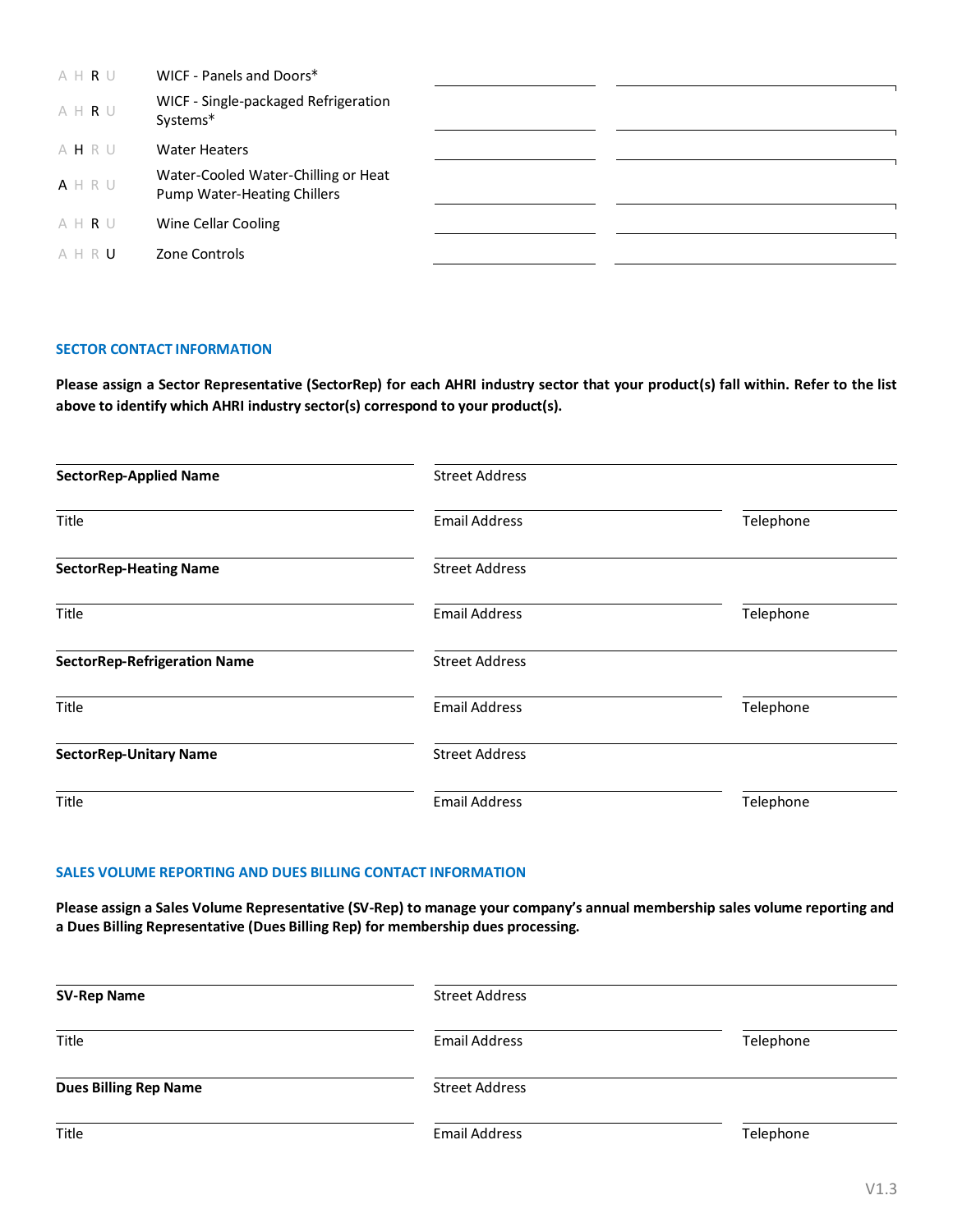| Sector | Product | | |
|---|---|---|---|
| A H **R** U | WICF - Panels and Doors* | | |
| A H **R** U | WICF - Single-packaged Refrigeration Systems* | | |
| A **H** R U | Water Heaters | | |
| **A** H R U | Water-Cooled Water-Chilling or Heat Pump Water-Heating Chillers | | |
| A H **R** U | Wine Cellar Cooling | | |
| A H R **U** | Zone Controls | | |

### SECTOR CONTACT INFORMATION

**Please assign a Sector Representative (SectorRep) for each AHRI industry sector that your product(s) fall within. Refer to the list above to identify which AHRI industry sector(s) correspond to your product(s).**

| | | |
|---|---|---|
| **SectorRep-Applied Name** | Street Address | |
| Title | Email Address | Telephone |
| **SectorRep-Heating Name** | Street Address | |
| Title | Email Address | Telephone |
| **SectorRep-Refrigeration Name** | Street Address | |
| Title | Email Address | Telephone |
| **SectorRep-Unitary Name** | Street Address | |
| Title | Email Address | Telephone |

### SALES VOLUME REPORTING AND DUES BILLING CONTACT INFORMATION

**Please assign a Sales Volume Representative (SV-Rep) to manage your company's annual membership sales volume reporting and a Dues Billing Representative (Dues Billing Rep) for membership dues processing.**

| | | |
|---|---|---|
| **SV-Rep Name** | Street Address | |
| Title | Email Address | Telephone |
| **Dues Billing Rep Name** | Street Address | |
| Title | Email Address | Telephone |

V1.3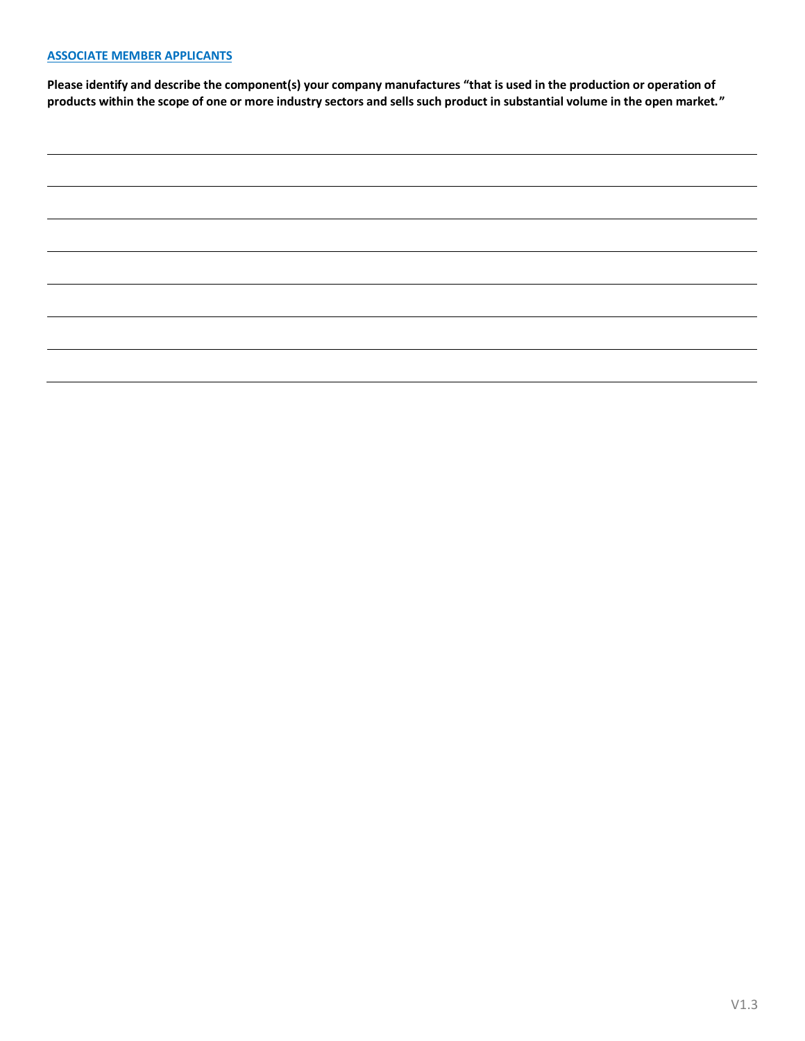## ASSOCIATE MEMBER APPLICANTS

**Please identify and describe the component(s) your company manufactures "that is used in the production or operation of products within the scope of one or more industry sectors and sells such product in substantial volume in the open market."**

\_\_\_\_\_\_\_\_\_\_\_\_\_\_\_\_\_\_\_\_\_\_\_\_\_\_\_\_\_\_\_\_\_\_\_\_\_\_\_\_\_\_\_\_\_\_\_\_\_\_\_\_\_\_\_\_\_\_\_\_\_\_\_\_\_\_\_\_\_\_\_\_\_\_\_\_\_\_

\_\_\_\_\_\_\_\_\_\_\_\_\_\_\_\_\_\_\_\_\_\_\_\_\_\_\_\_\_\_\_\_\_\_\_\_\_\_\_\_\_\_\_\_\_\_\_\_\_\_\_\_\_\_\_\_\_\_\_\_\_\_\_\_\_\_\_\_\_\_\_\_\_\_\_\_\_\_

\_\_\_\_\_\_\_\_\_\_\_\_\_\_\_\_\_\_\_\_\_\_\_\_\_\_\_\_\_\_\_\_\_\_\_\_\_\_\_\_\_\_\_\_\_\_\_\_\_\_\_\_\_\_\_\_\_\_\_\_\_\_\_\_\_\_\_\_\_\_\_\_\_\_\_\_\_\_

\_\_\_\_\_\_\_\_\_\_\_\_\_\_\_\_\_\_\_\_\_\_\_\_\_\_\_\_\_\_\_\_\_\_\_\_\_\_\_\_\_\_\_\_\_\_\_\_\_\_\_\_\_\_\_\_\_\_\_\_\_\_\_\_\_\_\_\_\_\_\_\_\_\_\_\_\_\_

\_\_\_\_\_\_\_\_\_\_\_\_\_\_\_\_\_\_\_\_\_\_\_\_\_\_\_\_\_\_\_\_\_\_\_\_\_\_\_\_\_\_\_\_\_\_\_\_\_\_\_\_\_\_\_\_\_\_\_\_\_\_\_\_\_\_\_\_\_\_\_\_\_\_\_\_\_\_

\_\_\_\_\_\_\_\_\_\_\_\_\_\_\_\_\_\_\_\_\_\_\_\_\_\_\_\_\_\_\_\_\_\_\_\_\_\_\_\_\_\_\_\_\_\_\_\_\_\_\_\_\_\_\_\_\_\_\_\_\_\_\_\_\_\_\_\_\_\_\_\_\_\_\_\_\_\_

\_\_\_\_\_\_\_\_\_\_\_\_\_\_\_\_\_\_\_\_\_\_\_\_\_\_\_\_\_\_\_\_\_\_\_\_\_\_\_\_\_\_\_\_\_\_\_\_\_\_\_\_\_\_\_\_\_\_\_\_\_\_\_\_\_\_\_\_\_\_\_\_\_\_\_\_\_\_

\_\_\_\_\_\_\_\_\_\_\_\_\_\_\_\_\_\_\_\_\_\_\_\_\_\_\_\_\_\_\_\_\_\_\_\_\_\_\_\_\_\_\_\_\_\_\_\_\_\_\_\_\_\_\_\_\_\_\_\_\_\_\_\_\_\_\_\_\_\_\_\_\_\_\_\_\_\_

V1.3